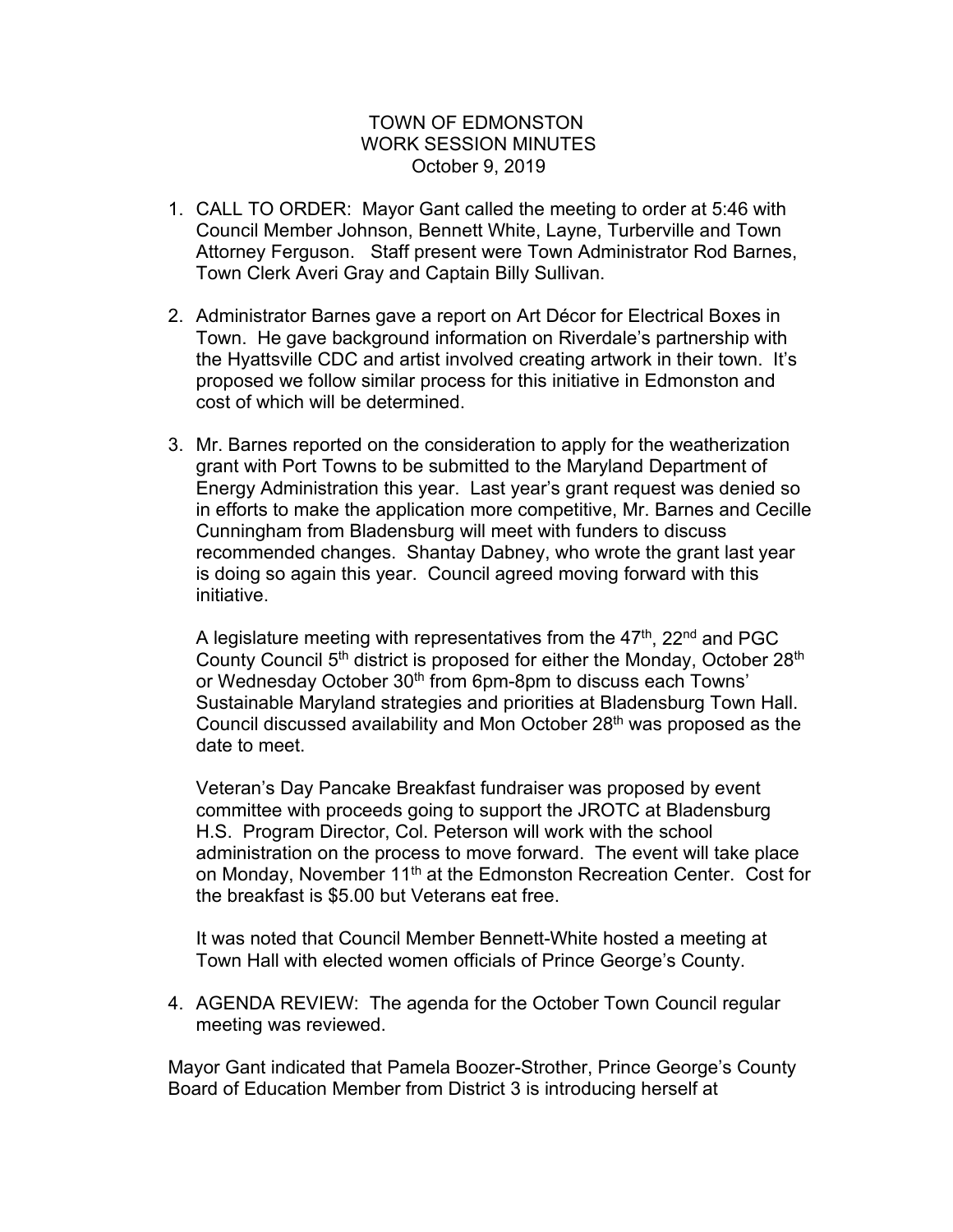# TOWN OF EDMONSTON
## WORK SESSION MINUTES
### October 9, 2019

1. CALL TO ORDER: Mayor Gant called the meeting to order at 5:46 with Council Member Johnson, Bennett White, Layne, Turberville and Town Attorney Ferguson. Staff present were Town Administrator Rod Barnes, Town Clerk Averi Gray and Captain Billy Sullivan.

2. Administrator Barnes gave a report on Art Décor for Electrical Boxes in Town. He gave background information on Riverdale's partnership with the Hyattsville CDC and artist involved creating artwork in their town. It's proposed we follow similar process for this initiative in Edmonston and cost of which will be determined.

3. Mr. Barnes reported on the consideration to apply for the weatherization grant with Port Towns to be submitted to the Maryland Department of Energy Administration this year. Last year's grant request was denied so in efforts to make the application more competitive, Mr. Barnes and Cecille Cunningham from Bladensburg will meet with funders to discuss recommended changes. Shantay Dabney, who wrote the grant last year is doing so again this year. Council agreed moving forward with this initiative.

   A legislature meeting with representatives from the 47th, 22nd and PGC County Council 5th district is proposed for either the Monday, October 28th or Wednesday October 30th from 6pm-8pm to discuss each Towns' Sustainable Maryland strategies and priorities at Bladensburg Town Hall. Council discussed availability and Mon October 28th was proposed as the date to meet.

   Veteran's Day Pancake Breakfast fundraiser was proposed by event committee with proceeds going to support the JROTC at Bladensburg H.S. Program Director, Col. Peterson will work with the school administration on the process to move forward. The event will take place on Monday, November 11th at the Edmonston Recreation Center. Cost for the breakfast is $5.00 but Veterans eat free.

   It was noted that Council Member Bennett-White hosted a meeting at Town Hall with elected women officials of Prince George's County.

4. AGENDA REVIEW: The agenda for the October Town Council regular meeting was reviewed.

Mayor Gant indicated that Pamela Boozer-Strother, Prince George's County Board of Education Member from District 3 is introducing herself at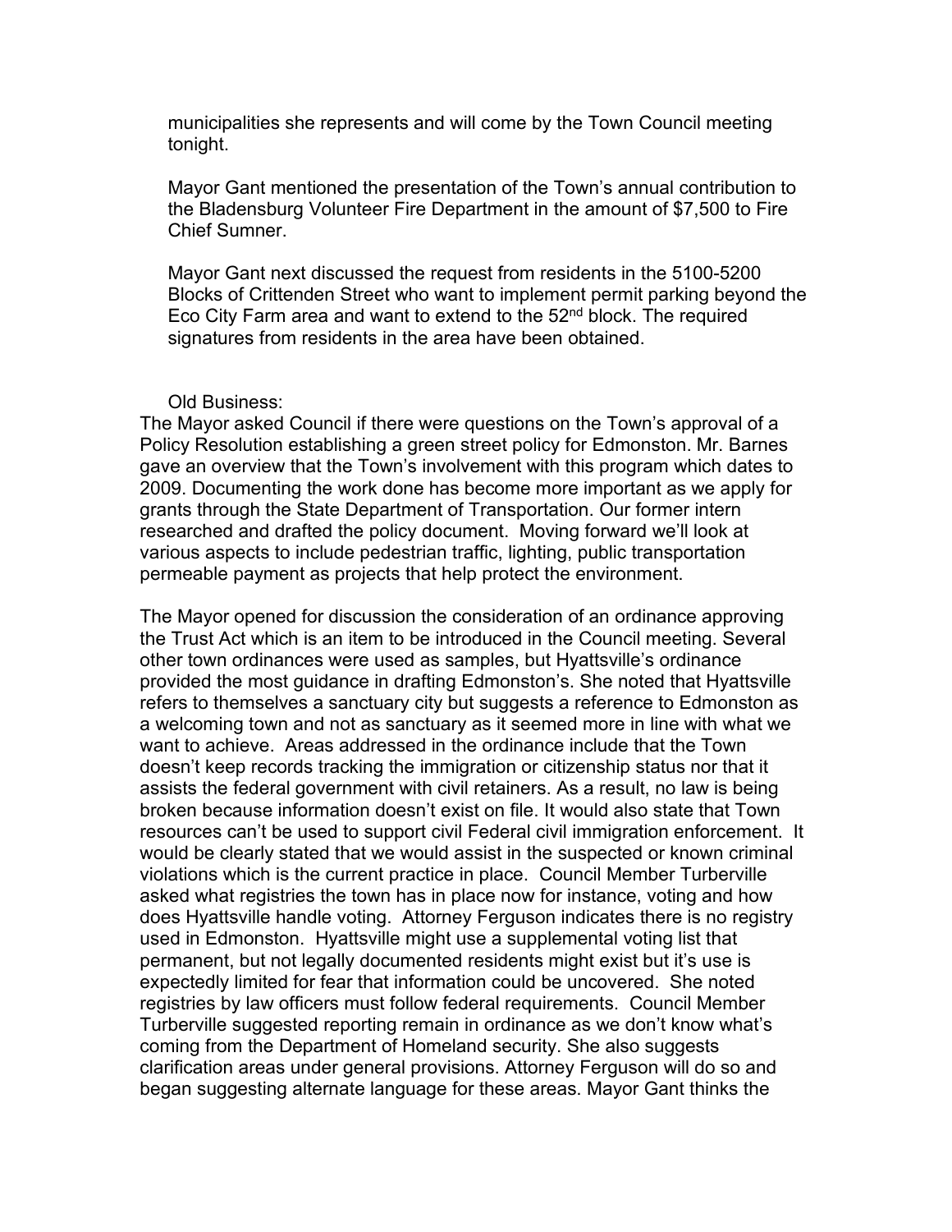municipalities she represents and will come by the Town Council meeting tonight.

Mayor Gant mentioned the presentation of the Town's annual contribution to the Bladensburg Volunteer Fire Department in the amount of $7,500 to Fire Chief Sumner.

Mayor Gant next discussed the request from residents in the 5100-5200 Blocks of Crittenden Street who want to implement permit parking beyond the Eco City Farm area and want to extend to the 52nd block. The required signatures from residents in the area have been obtained.

Old Business:

The Mayor asked Council if there were questions on the Town's approval of a Policy Resolution establishing a green street policy for Edmonston. Mr. Barnes gave an overview that the Town's involvement with this program which dates to 2009. Documenting the work done has become more important as we apply for grants through the State Department of Transportation. Our former intern researched and drafted the policy document. Moving forward we'll look at various aspects to include pedestrian traffic, lighting, public transportation permeable payment as projects that help protect the environment.

The Mayor opened for discussion the consideration of an ordinance approving the Trust Act which is an item to be introduced in the Council meeting. Several other town ordinances were used as samples, but Hyattsville's ordinance provided the most guidance in drafting Edmonston's. She noted that Hyattsville refers to themselves a sanctuary city but suggests a reference to Edmonston as a welcoming town and not as sanctuary as it seemed more in line with what we want to achieve. Areas addressed in the ordinance include that the Town doesn't keep records tracking the immigration or citizenship status nor that it assists the federal government with civil retainers. As a result, no law is being broken because information doesn't exist on file. It would also state that Town resources can't be used to support civil Federal civil immigration enforcement. It would be clearly stated that we would assist in the suspected or known criminal violations which is the current practice in place. Council Member Turberville asked what registries the town has in place now for instance, voting and how does Hyattsville handle voting. Attorney Ferguson indicates there is no registry used in Edmonston. Hyattsville might use a supplemental voting list that permanent, but not legally documented residents might exist but it's use is expectedly limited for fear that information could be uncovered. She noted registries by law officers must follow federal requirements. Council Member Turberville suggested reporting remain in ordinance as we don't know what's coming from the Department of Homeland security. She also suggests clarification areas under general provisions. Attorney Ferguson will do so and began suggesting alternate language for these areas. Mayor Gant thinks the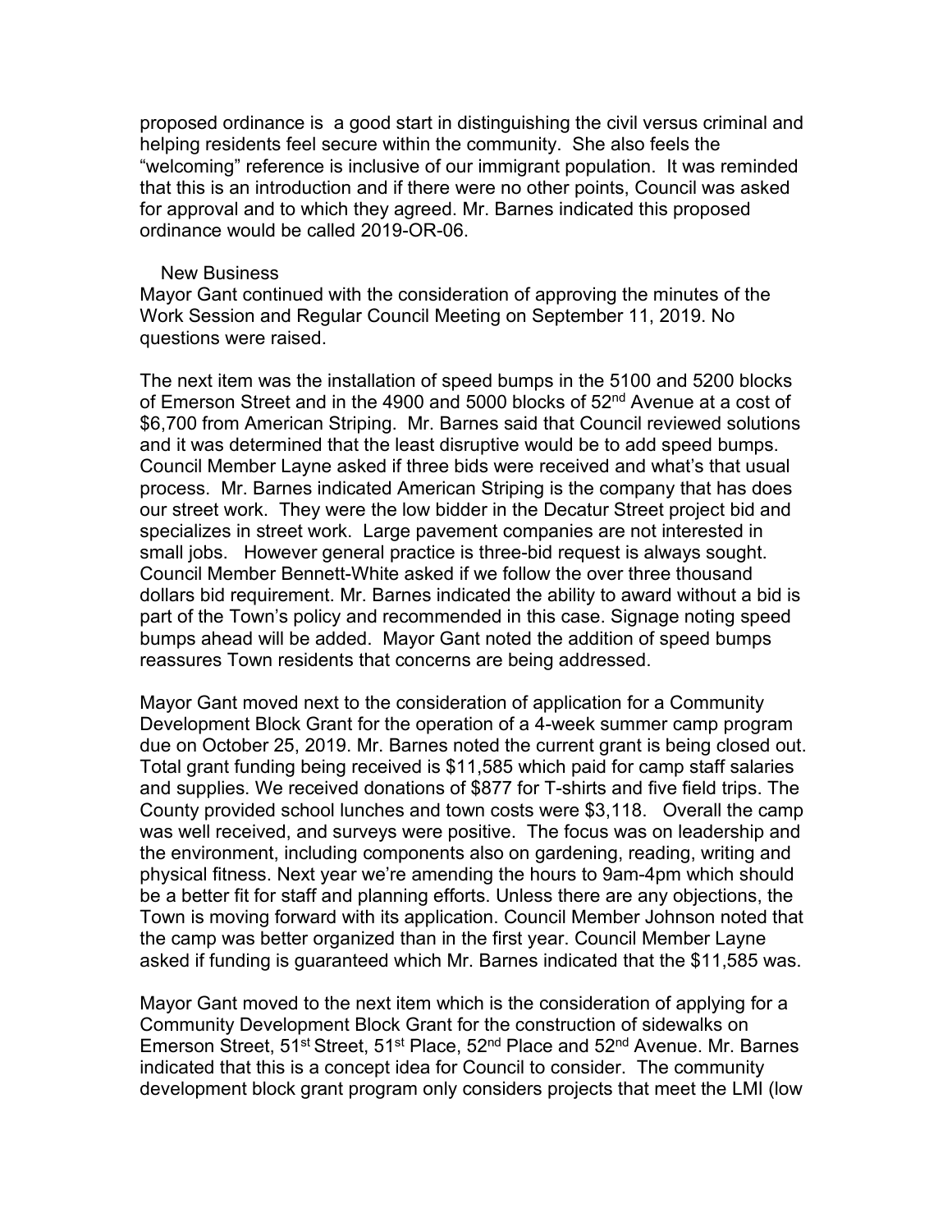proposed ordinance is  a good start in distinguishing the civil versus criminal and helping residents feel secure within the community.  She also feels the "welcoming" reference is inclusive of our immigrant population.  It was reminded that this is an introduction and if there were no other points, Council was asked for approval and to which they agreed. Mr. Barnes indicated this proposed ordinance would be called 2019-OR-06.

New Business

Mayor Gant continued with the consideration of approving the minutes of the Work Session and Regular Council Meeting on September 11, 2019. No questions were raised.

The next item was the installation of speed bumps in the 5100 and 5200 blocks of Emerson Street and in the 4900 and 5000 blocks of 52nd Avenue at a cost of $6,700 from American Striping.  Mr. Barnes said that Council reviewed solutions and it was determined that the least disruptive would be to add speed bumps. Council Member Layne asked if three bids were received and what's that usual process.  Mr. Barnes indicated American Striping is the company that has does our street work.  They were the low bidder in the Decatur Street project bid and specializes in street work.  Large pavement companies are not interested in small jobs.   However general practice is three-bid request is always sought. Council Member Bennett-White asked if we follow the over three thousand dollars bid requirement. Mr. Barnes indicated the ability to award without a bid is part of the Town's policy and recommended in this case. Signage noting speed bumps ahead will be added.  Mayor Gant noted the addition of speed bumps reassures Town residents that concerns are being addressed.

Mayor Gant moved next to the consideration of application for a Community Development Block Grant for the operation of a 4-week summer camp program due on October 25, 2019. Mr. Barnes noted the current grant is being closed out. Total grant funding being received is $11,585 which paid for camp staff salaries and supplies. We received donations of $877 for T-shirts and five field trips. The County provided school lunches and town costs were $3,118.   Overall the camp was well received, and surveys were positive.  The focus was on leadership and the environment, including components also on gardening, reading, writing and physical fitness. Next year we're amending the hours to 9am-4pm which should be a better fit for staff and planning efforts. Unless there are any objections, the Town is moving forward with its application. Council Member Johnson noted that the camp was better organized than in the first year. Council Member Layne asked if funding is guaranteed which Mr. Barnes indicated that the $11,585 was.

Mayor Gant moved to the next item which is the consideration of applying for a Community Development Block Grant for the construction of sidewalks on Emerson Street, 51st Street, 51st Place, 52nd Place and 52nd Avenue. Mr. Barnes indicated that this is a concept idea for Council to consider.  The community development block grant program only considers projects that meet the LMI (low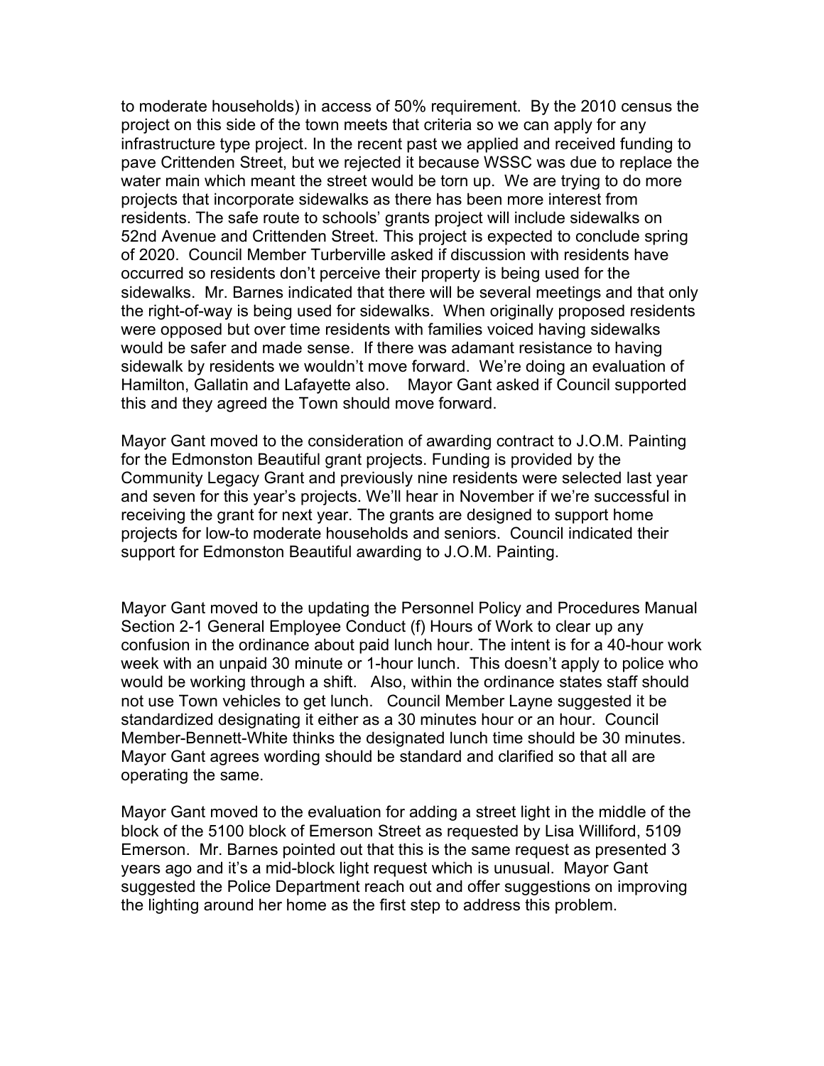to moderate households) in access of 50% requirement. By the 2010 census the project on this side of the town meets that criteria so we can apply for any infrastructure type project. In the recent past we applied and received funding to pave Crittenden Street, but we rejected it because WSSC was due to replace the water main which meant the street would be torn up. We are trying to do more projects that incorporate sidewalks as there has been more interest from residents. The safe route to schools' grants project will include sidewalks on 52nd Avenue and Crittenden Street. This project is expected to conclude spring of 2020. Council Member Turberville asked if discussion with residents have occurred so residents don't perceive their property is being used for the sidewalks. Mr. Barnes indicated that there will be several meetings and that only the right-of-way is being used for sidewalks. When originally proposed residents were opposed but over time residents with families voiced having sidewalks would be safer and made sense. If there was adamant resistance to having sidewalk by residents we wouldn't move forward. We're doing an evaluation of Hamilton, Gallatin and Lafayette also. Mayor Gant asked if Council supported this and they agreed the Town should move forward.

Mayor Gant moved to the consideration of awarding contract to J.O.M. Painting for the Edmonston Beautiful grant projects. Funding is provided by the Community Legacy Grant and previously nine residents were selected last year and seven for this year's projects. We'll hear in November if we're successful in receiving the grant for next year. The grants are designed to support home projects for low-to moderate households and seniors. Council indicated their support for Edmonston Beautiful awarding to J.O.M. Painting.

Mayor Gant moved to the updating the Personnel Policy and Procedures Manual Section 2-1 General Employee Conduct (f) Hours of Work to clear up any confusion in the ordinance about paid lunch hour. The intent is for a 40-hour work week with an unpaid 30 minute or 1-hour lunch. This doesn't apply to police who would be working through a shift. Also, within the ordinance states staff should not use Town vehicles to get lunch. Council Member Layne suggested it be standardized designating it either as a 30 minutes hour or an hour. Council Member-Bennett-White thinks the designated lunch time should be 30 minutes. Mayor Gant agrees wording should be standard and clarified so that all are operating the same.

Mayor Gant moved to the evaluation for adding a street light in the middle of the block of the 5100 block of Emerson Street as requested by Lisa Williford, 5109 Emerson. Mr. Barnes pointed out that this is the same request as presented 3 years ago and it's a mid-block light request which is unusual. Mayor Gant suggested the Police Department reach out and offer suggestions on improving the lighting around her home as the first step to address this problem.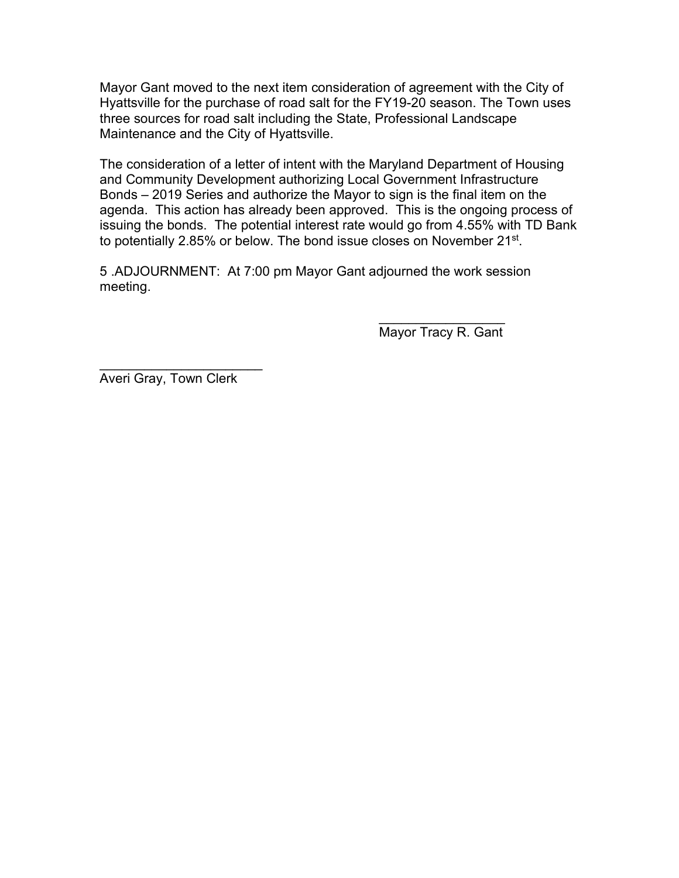Mayor Gant moved to the next item consideration of agreement with the City of Hyattsville for the purchase of road salt for the FY19-20 season. The Town uses three sources for road salt including the State, Professional Landscape Maintenance and the City of Hyattsville.

The consideration of a letter of intent with the Maryland Department of Housing and Community Development authorizing Local Government Infrastructure Bonds – 2019 Series and authorize the Mayor to sign is the final item on the agenda. This action has already been approved. This is the ongoing process of issuing the bonds. The potential interest rate would go from 4.55% with TD Bank to potentially 2.85% or below. The bond issue closes on November 21st.

5 .ADJOURNMENT: At 7:00 pm Mayor Gant adjourned the work session meeting.

\_\_\_\_\_\_\_\_\_\_\_\_\_\_\_\_\_\_
Mayor Tracy R. Gant

\_\_\_\_\_\_\_\_\_\_\_\_\_\_\_\_\_\_\_\_\_\_\_
Averi Gray, Town Clerk